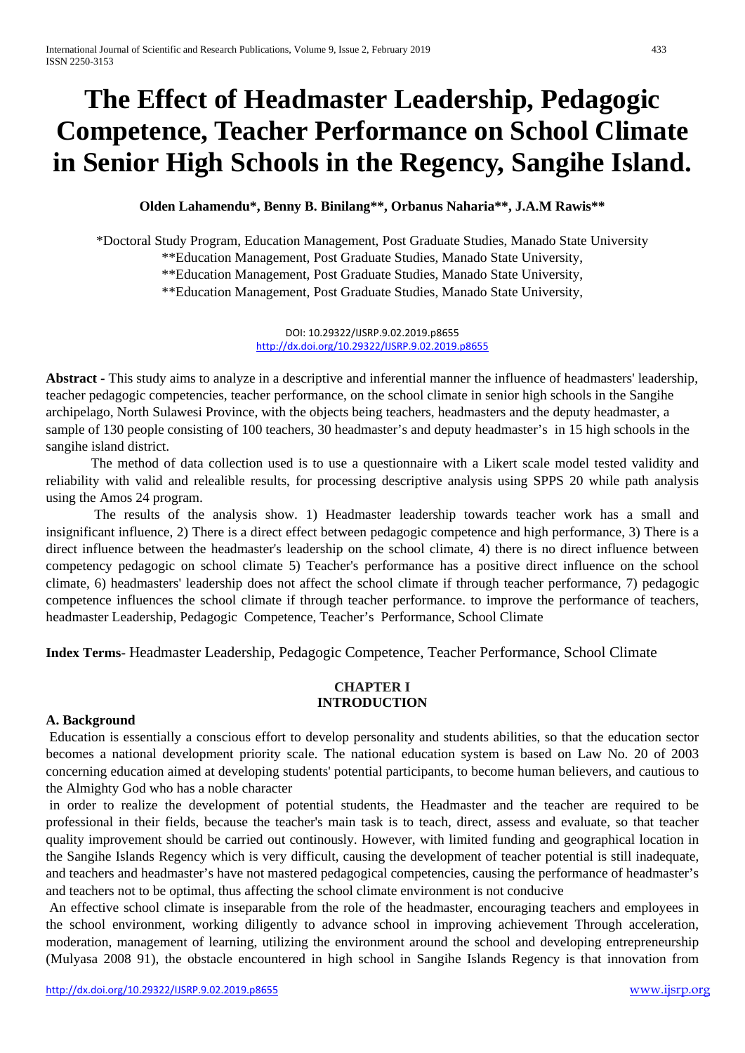# The Effect of Headmaster Leadership, Pedagogic Competence, Teacher Performance on School Climate in Senior High Schools in the Regency, Sangihe Island.

**Olden Lahamendu\*, Benny B. Binilang\*\*, Orbanus Naharia\*\*, J.A.M Rawis\*\***

\*Doctoral Study Program, Education Management, Post Graduate Studies, Manado State University
\*\*Education Management, Post Graduate Studies, Manado State University,
\*\*Education Management, Post Graduate Studies, Manado State University,
\*\*Education Management, Post Graduate Studies, Manado State University,

DOI: 10.29322/IJSRP.9.02.2019.p8655
http://dx.doi.org/10.29322/IJSRP.9.02.2019.p8655

**Abstract -** This study aims to analyze in a descriptive and inferential manner the influence of headmasters' leadership, teacher pedagogic competencies, teacher performance, on the school climate in senior high schools in the Sangihe archipelago, North Sulawesi Province, with the objects being teachers, headmasters and the deputy headmaster, a sample of 130 people consisting of 100 teachers, 30 headmaster's and deputy headmaster's in 15 high schools in the sangihe island district.

The method of data collection used is to use a questionnaire with a Likert scale model tested validity and reliability with valid and relealible results, for processing descriptive analysis using SPPS 20 while path analysis using the Amos 24 program.

The results of the analysis show. 1) Headmaster leadership towards teacher work has a small and insignificant influence, 2) There is a direct effect between pedagogic competence and high performance, 3) There is a direct influence between the headmaster's leadership on the school climate, 4) there is no direct influence between competency pedagogic on school climate 5) Teacher's performance has a positive direct influence on the school climate, 6) headmasters' leadership does not affect the school climate if through teacher performance, 7) pedagogic competence influences the school climate if through teacher performance. to improve the performance of teachers, headmaster Leadership, Pedagogic Competence, Teacher's Performance, School Climate

**Index Terms**- Headmaster Leadership, Pedagogic Competence, Teacher Performance, School Climate

## CHAPTER I
## INTRODUCTION

### A. Background

Education is essentially a conscious effort to develop personality and students abilities, so that the education sector becomes a national development priority scale. The national education system is based on Law No. 20 of 2003 concerning education aimed at developing students' potential participants, to become human believers, and cautious to the Almighty God who has a noble character

in order to realize the development of potential students, the Headmaster and the teacher are required to be professional in their fields, because the teacher's main task is to teach, direct, assess and evaluate, so that teacher quality improvement should be carried out continously. However, with limited funding and geographical location in the Sangihe Islands Regency which is very difficult, causing the development of teacher potential is still inadequate, and teachers and headmaster's have not mastered pedagogical competencies, causing the performance of headmaster's and teachers not to be optimal, thus affecting the school climate environment is not conducive

An effective school climate is inseparable from the role of the headmaster, encouraging teachers and employees in the school environment, working diligently to advance school in improving achievement Through acceleration, moderation, management of learning, utilizing the environment around the school and developing entrepreneurship (Mulyasa 2008 91), the obstacle encountered in high school in Sangihe Islands Regency is that innovation from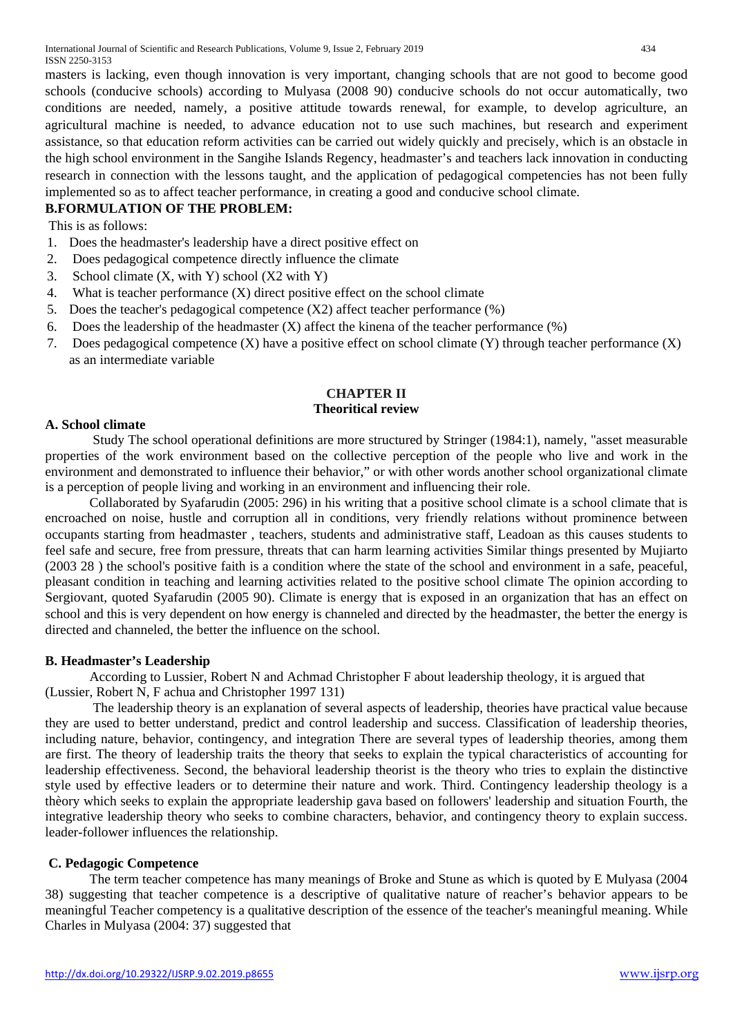masters is lacking, even though innovation is very important, changing schools that are not good to become good schools (conducive schools) according to Mulyasa (2008 90) conducive schools do not occur automatically, two conditions are needed, namely, a positive attitude towards renewal, for example, to develop agriculture, an agricultural machine is needed, to advance education not to use such machines, but research and experiment assistance, so that education reform activities can be carried out widely quickly and precisely, which is an obstacle in the high school environment in the Sangihe Islands Regency, headmaster's and teachers lack innovation in conducting research in connection with the lessons taught, and the application of pedagogical competencies has not been fully implemented so as to affect teacher performance, in creating a good and conducive school climate.

**B.FORMULATION OF THE PROBLEM:**

This is as follows:

1. Does the headmaster's leadership have a direct positive effect on
2. Does pedagogical competence directly influence the climate
3. School climate (X, with Y) school (X2 with Y)
4. What is teacher performance (X) direct positive effect on the school climate
5. Does the teacher's pedagogical competence (X2) affect teacher performance (%)
6. Does the leadership of the headmaster (X) affect the kinena of the teacher performance (%)
7. Does pedagogical competence (X) have a positive effect on school climate (Y) through teacher performance (X) as an intermediate variable

## CHAPTER II
## Theoritical review

**A. School climate**

Study The school operational definitions are more structured by Stringer (1984:1), namely, "asset measurable properties of the work environment based on the collective perception of the people who live and work in the environment and demonstrated to influence their behavior," or with other words another school organizational climate is a perception of people living and working in an environment and influencing their role.

Collaborated by Syafarudin (2005: 296) in his writing that a positive school climate is a school climate that is encroached on noise, hustle and corruption all in conditions, very friendly relations without prominence between occupants starting from headmaster , teachers, students and administrative staff, Leadoan as this causes students to feel safe and secure, free from pressure, threats that can harm learning activities Similar things presented by Mujiarto (2003 28 ) the school's positive faith is a condition where the state of the school and environment in a safe, peaceful, pleasant condition in teaching and learning activities related to the positive school climate The opinion according to Sergiovant, quoted Syafarudin (2005 90). Climate is energy that is exposed in an organization that has an effect on school and this is very dependent on how energy is channeled and directed by the headmaster, the better the energy is directed and channeled, the better the influence on the school.

**B. Headmaster's Leadership**

According to Lussier, Robert N and Achmad Christopher F about leadership theology, it is argued that (Lussier, Robert N, F achua and Christopher 1997 131)

The leadership theory is an explanation of several aspects of leadership, theories have practical value because they are used to better understand, predict and control leadership and success. Classification of leadership theories, including nature, behavior, contingency, and integration There are several types of leadership theories, among them are first. The theory of leadership traits the theory that seeks to explain the typical characteristics of accounting for leadership effectiveness. Second, the behavioral leadership theorist is the theory who tries to explain the distinctive style used by effective leaders or to determine their nature and work. Third. Contingency leadership theology is a thèory which seeks to explain the appropriate leadership gava based on followers' leadership and situation Fourth, the integrative leadership theory who seeks to combine characters, behavior, and contingency theory to explain success. leader-follower influences the relationship.

**C. Pedagogic Competence**

The term teacher competence has many meanings of Broke and Stune as which is quoted by E Mulyasa (2004 38) suggesting that teacher competence is a descriptive of qualitative nature of reacher's behavior appears to be meaningful Teacher competency is a qualitative description of the essence of the teacher's meaningful meaning. While Charles in Mulyasa (2004: 37) suggested that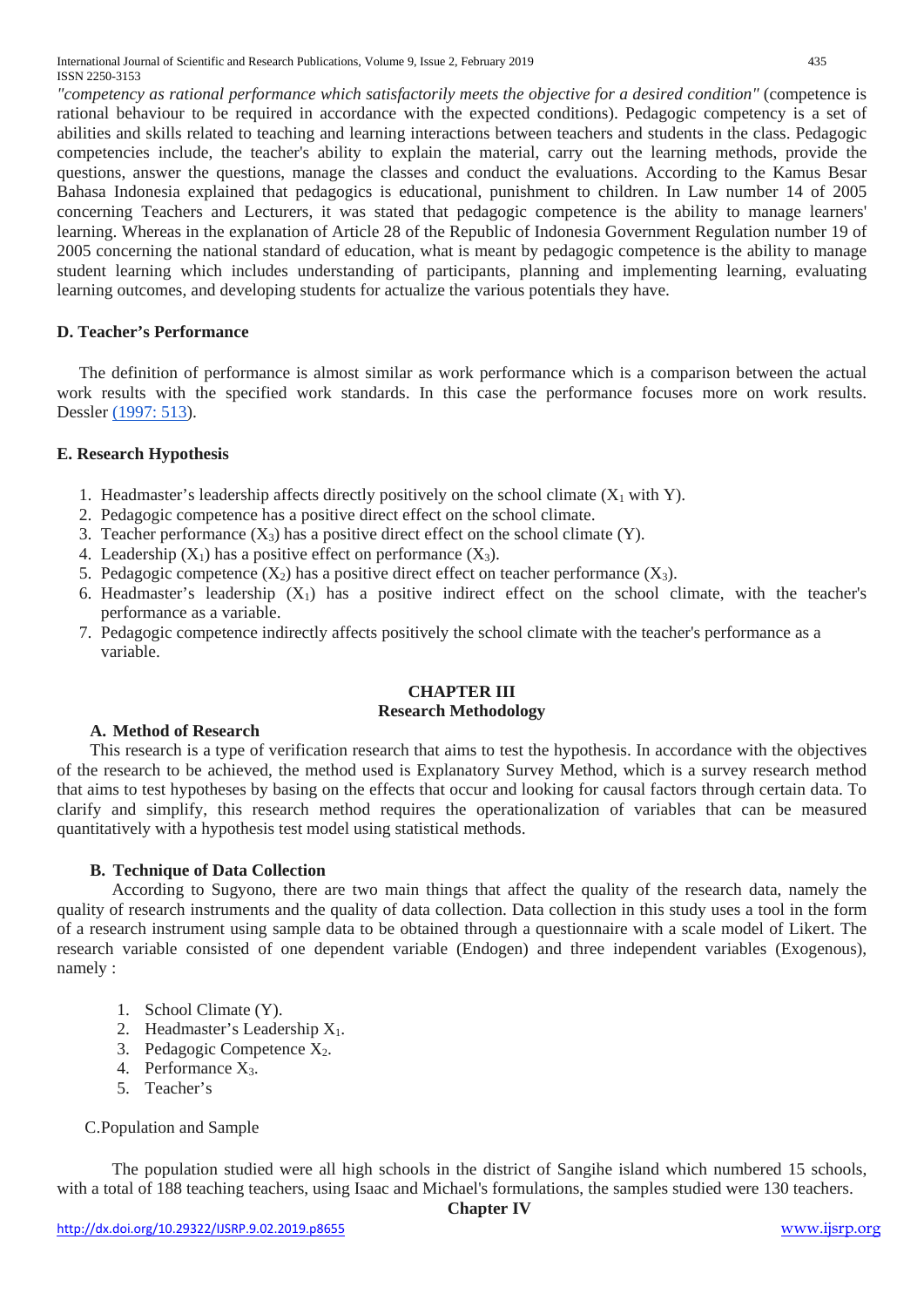*"competency as rational performance which satisfactorily meets the objective for a desired condition"* (competence is rational behaviour to be required in accordance with the expected conditions). Pedagogic competency is a set of abilities and skills related to teaching and learning interactions between teachers and students in the class. Pedagogic competencies include, the teacher's ability to explain the material, carry out the learning methods, provide the questions, answer the questions, manage the classes and conduct the evaluations. According to the Kamus Besar Bahasa Indonesia explained that pedagogics is educational, punishment to children. In Law number 14 of 2005 concerning Teachers and Lecturers, it was stated that pedagogic competence is the ability to manage learners' learning. Whereas in the explanation of Article 28 of the Republic of Indonesia Government Regulation number 19 of 2005 concerning the national standard of education, what is meant by pedagogic competence is the ability to manage student learning which includes understanding of participants, planning and implementing learning, evaluating learning outcomes, and developing students for actualize the various potentials they have.

### D. Teacher's Performance

The definition of performance is almost similar as work performance which is a comparison between the actual work results with the specified work standards. In this case the performance focuses more on work results. Dessler (1997: 513).

### E. Research Hypothesis

1. Headmaster's leadership affects directly positively on the school climate ($X_1$ with Y).
2. Pedagogic competence has a positive direct effect on the school climate.
3. Teacher performance ($X_3$) has a positive direct effect on the school climate (Y).
4. Leadership ($X_1$) has a positive effect on performance ($X_3$).
5. Pedagogic competence ($X_2$) has a positive direct effect on teacher performance ($X_3$).
6. Headmaster's leadership ($X_1$) has a positive indirect effect on the school climate, with the teacher's performance as a variable.
7. Pedagogic competence indirectly affects positively the school climate with the teacher's performance as a variable.

## CHAPTER III
## Research Methodology

### A. Method of Research

This research is a type of verification research that aims to test the hypothesis. In accordance with the objectives of the research to be achieved, the method used is Explanatory Survey Method, which is a survey research method that aims to test hypotheses by basing on the effects that occur and looking for causal factors through certain data. To clarify and simplify, this research method requires the operationalization of variables that can be measured quantitatively with a hypothesis test model using statistical methods.

### B. Technique of Data Collection

According to Sugyono, there are two main things that affect the quality of the research data, namely the quality of research instruments and the quality of data collection. Data collection in this study uses a tool in the form of a research instrument using sample data to be obtained through a questionnaire with a scale model of Likert. The research variable consisted of one dependent variable (Endogen) and three independent variables (Exogenous), namely :

1. School Climate (Y).
2. Headmaster's Leadership $X_1$.
3. Pedagogic Competence $X_2$.
4. Performance $X_3$.
5. Teacher's

### C. Population and Sample

The population studied were all high schools in the district of Sangihe island which numbered 15 schools, with a total of 188 teaching teachers, using Isaac and Michael's formulations, the samples studied were 130 teachers.

## Chapter IV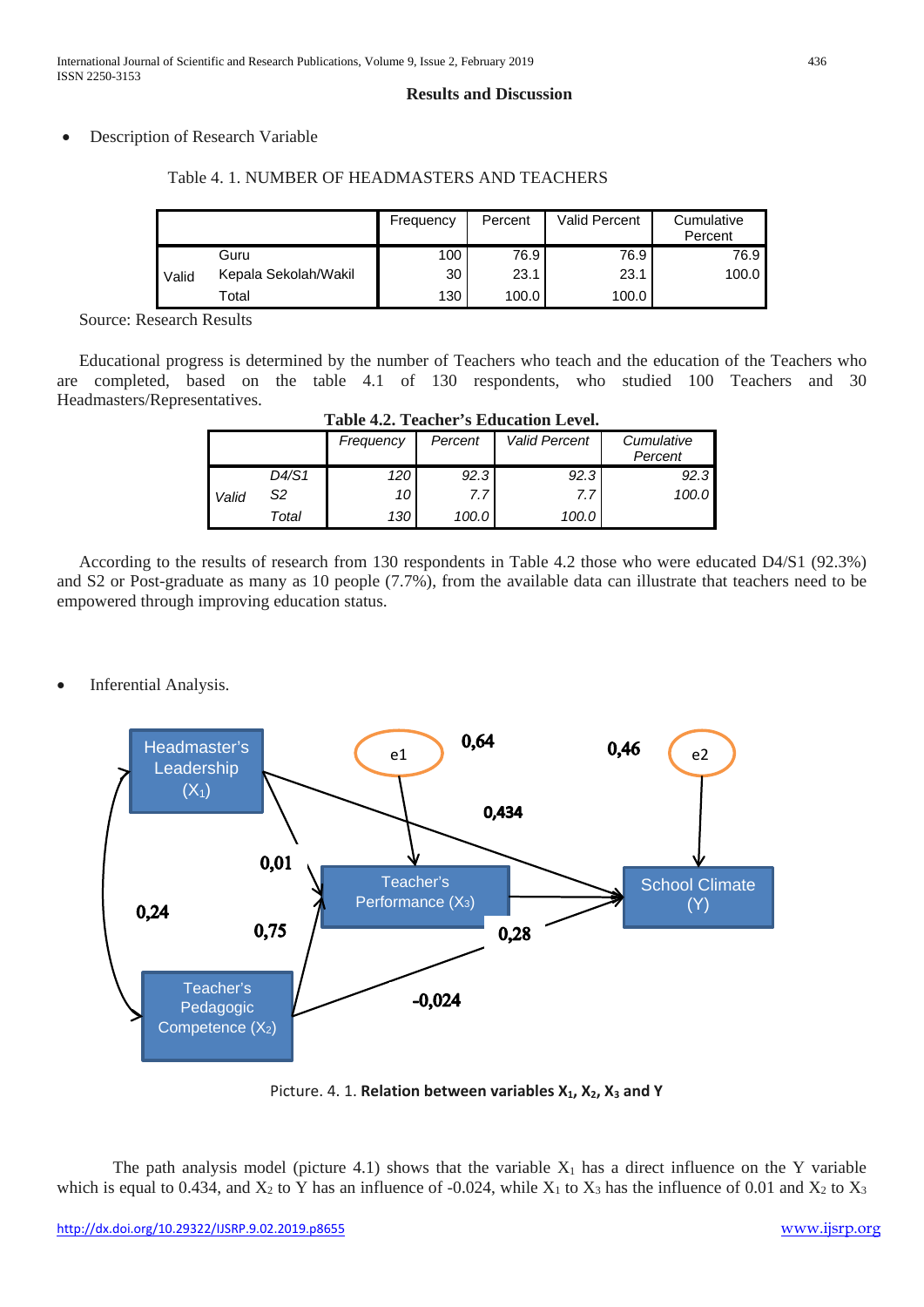## Results and Discussion

- Description of Research Variable

Table 4. 1. NUMBER OF HEADMASTERS AND TEACHERS

| | | Frequency | Percent | Valid Percent | Cumulative Percent |
|---|---|---|---|---|---|
| Valid | Guru | 100 | 76.9 | 76.9 | 76.9 |
| | Kepala Sekolah/Wakil | 30 | 23.1 | 23.1 | 100.0 |
| | Total | 130 | 100.0 | 100.0 | |

Source: Research Results

Educational progress is determined by the number of Teachers who teach and the education of the Teachers who are completed, based on the table 4.1 of 130 respondents, who studied 100 Teachers and 30 Headmasters/Representatives.

**Table 4.2. Teacher's Education Level.**

| | | *Frequency* | *Percent* | *Valid Percent* | *Cumulative Percent* |
|---|---|---|---|---|---|
| *Valid* | *D4/S1* | *120* | *92.3* | *92.3* | *92.3* |
| | *S2* | *10* | *7.7* | *7.7* | *100.0* |
| | *Total* | *130* | *100.0* | *100.0* | |

According to the results of research from 130 respondents in Table 4.2 those who were educated D4/S1 (92.3%) and S2 or Post-graduate as many as 10 people (7.7%), from the available data can illustrate that teachers need to be empowered through improving education status.

- Inferential Analysis.

Picture. 4. 1. **Relation between variables $X_1$, $X_2$, $X_3$ and Y**

The path analysis model (picture 4.1) shows that the variable $X_1$ has a direct influence on the Y variable which is equal to 0.434, and $X_2$ to Y has an influence of -0.024, while $X_1$ to $X_3$ has the influence of 0.01 and $X_2$ to $X_3$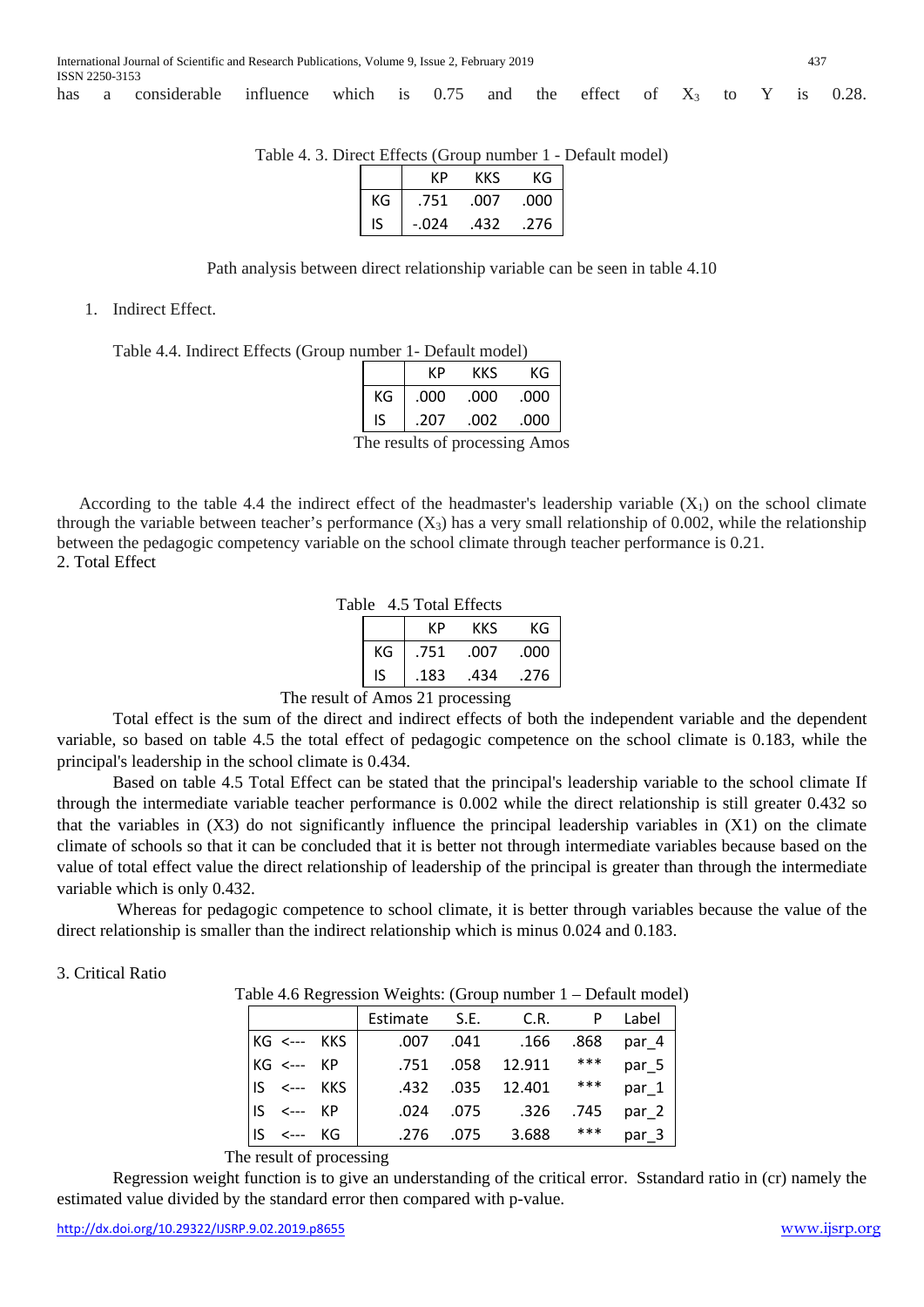has a considerable influence which is 0.75 and the effect of $X_3$ to Y is 0.28.

Table 4. 3. Direct Effects (Group number 1 - Default model)

| | KP | KKS | KG |
|---|---|---|---|
| KG | .751 | .007 | .000 |
| IS | -.024 | .432 | .276 |

Path analysis between direct relationship variable can be seen in table 4.10

1. Indirect Effect.

Table 4.4. Indirect Effects (Group number 1- Default model)

| | KP | KKS | KG |
|---|---|---|---|
| KG | .000 | .000 | .000 |
| IS | .207 | .002 | .000 |

The results of processing Amos

According to the table 4.4 the indirect effect of the headmaster's leadership variable ($X_1$) on the school climate through the variable between teacher's performance ($X_3$) has a very small relationship of 0.002, while the relationship between the pedagogic competency variable on the school climate through teacher performance is 0.21.

2. Total Effect

Table 4.5 Total Effects

| | KP | KKS | KG |
|---|---|---|---|
| KG | .751 | .007 | .000 |
| IS | .183 | .434 | .276 |

The result of Amos 21 processing

Total effect is the sum of the direct and indirect effects of both the independent variable and the dependent variable, so based on table 4.5 the total effect of pedagogic competence on the school climate is 0.183, while the principal's leadership in the school climate is 0.434.

Based on table 4.5 Total Effect can be stated that the principal's leadership variable to the school climate If through the intermediate variable teacher performance is 0.002 while the direct relationship is still greater 0.432 so that the variables in (X3) do not significantly influence the principal leadership variables in (X1) on the climate climate of schools so that it can be concluded that it is better not through intermediate variables because based on the value of total effect value the direct relationship of leadership of the principal is greater than through the intermediate variable which is only 0.432.

Whereas for pedagogic competence to school climate, it is better through variables because the value of the direct relationship is smaller than the indirect relationship which is minus 0.024 and 0.183.

3. Critical Ratio

Table 4.6 Regression Weights: (Group number 1 – Default model)

| | Estimate | S.E. | C.R. | P | Label |
|---|---|---|---|---|---|
| KG <--- KKS | .007 | .041 | .166 | .868 | par_4 |
| KG <--- KP | .751 | .058 | 12.911 | *** | par_5 |
| IS <--- KKS | .432 | .035 | 12.401 | *** | par_1 |
| IS <--- KP | .024 | .075 | .326 | .745 | par_2 |
| IS <--- KG | .276 | .075 | 3.688 | *** | par_3 |

The result of processing

Regression weight function is to give an understanding of the critical error. Sstandard ratio in (cr) namely the estimated value divided by the standard error then compared with p-value.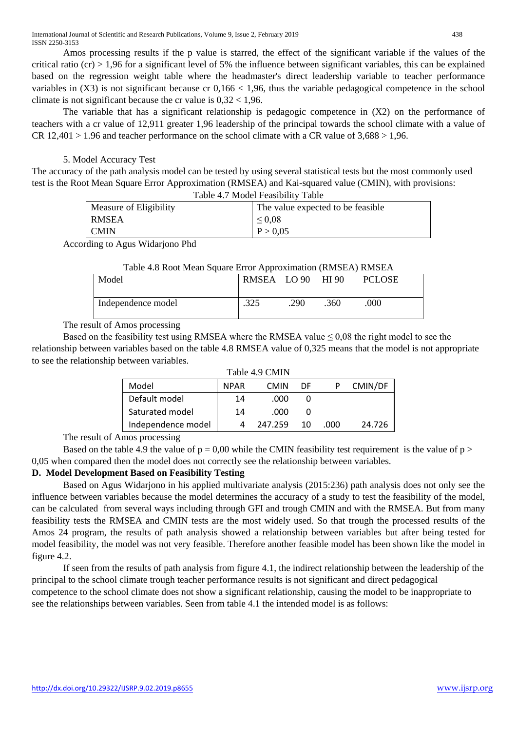Amos processing results if the p value is starred, the effect of the significant variable if the values of the critical ratio (cr) > 1,96 for a significant level of 5% the influence between significant variables, this can be explained based on the regression weight table where the headmaster's direct leadership variable to teacher performance variables in (X3) is not significant because cr 0,166 < 1,96, thus the variable pedagogical competence in the school climate is not significant because the cr value is 0,32 < 1,96.

The variable that has a significant relationship is pedagogic competence in (X2) on the performance of teachers with a cr value of 12,911 greater 1,96 leadership of the principal towards the school climate with a value of CR 12,401 > 1.96 and teacher performance on the school climate with a CR value of 3,688 > 1,96.

5. Model Accuracy Test

The accuracy of the path analysis model can be tested by using several statistical tests but the most commonly used test is the Root Mean Square Error Approximation (RMSEA) and Kai-squared value (CMIN), with provisions:

Table 4.7 Model Feasibility Table

| Measure of Eligibility | The value expected to be feasible |
|---|---|
| RMSEA | ≤ 0,08 |
| CMIN | P > 0,05 |

According to Agus Widarjono Phd

Table 4.8 Root Mean Square Error Approximation (RMSEA) RMSEA

| Model | RMSEA | LO 90 | HI 90 | PCLOSE |
|---|---|---|---|---|
| Independence model | .325 | .290 | .360 | .000 |

The result of Amos processing

Based on the feasibility test using RMSEA where the RMSEA value ≤ 0,08 the right model to see the relationship between variables based on the table 4.8 RMSEA value of 0,325 means that the model is not appropriate to see the relationship between variables.

Table 4.9 CMIN

| Model | NPAR | CMIN | DF | P | CMIN/DF |
|---|---|---|---|---|---|
| Default model | 14 | .000 | 0 | | |
| Saturated model | 14 | .000 | 0 | | |
| Independence model | 4 | 247.259 | 10 | .000 | 24.726 |

The result of Amos processing

Based on the table 4.9 the value of p = 0,00 while the CMIN feasibility test requirement is the value of p > 0,05 when compared then the model does not correctly see the relationship between variables.

**D. Model Development Based on Feasibility Testing**

Based on Agus Widarjono in his applied multivariate analysis (2015:236) path analysis does not only see the influence between variables because the model determines the accuracy of a study to test the feasibility of the model, can be calculated from several ways including through GFI and trough CMIN and with the RMSEA. But from many feasibility tests the RMSEA and CMIN tests are the most widely used. So that trough the processed results of the Amos 24 program, the results of path analysis showed a relationship between variables but after being tested for model feasibility, the model was not very feasible. Therefore another feasible model has been shown like the model in figure 4.2.

If seen from the results of path analysis from figure 4.1, the indirect relationship between the leadership of the principal to the school climate trough teacher performance results is not significant and direct pedagogical competence to the school climate does not show a significant relationship, causing the model to be inappropriate to see the relationships between variables. Seen from table 4.1 the intended model is as follows: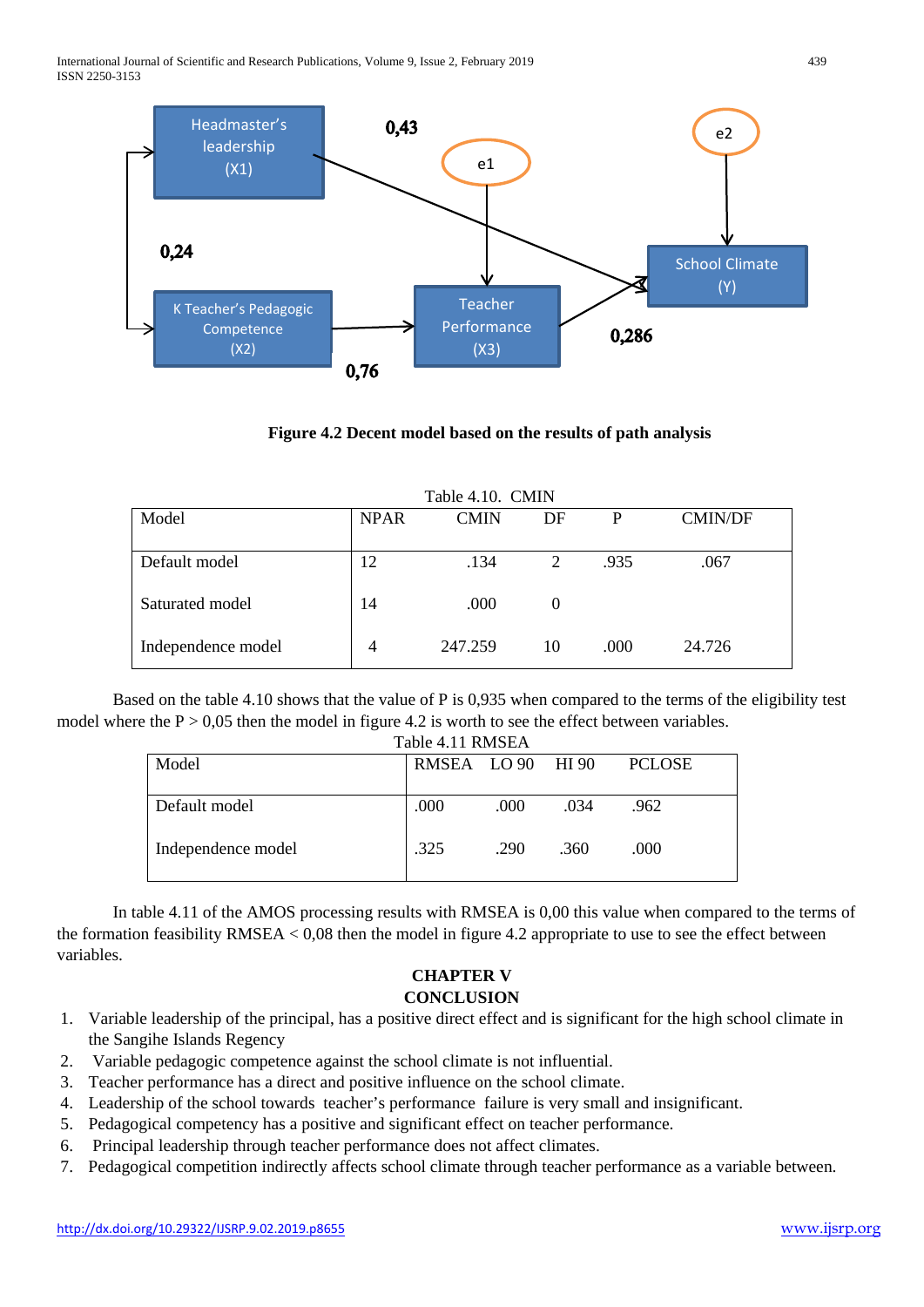**Figure 4.2 Decent model based on the results of path analysis**

Table 4.10. CMIN

| Model | NPAR | CMIN | DF | P | CMIN/DF |
|---|---|---|---|---|---|
| Default model | 12 | .134 | 2 | .935 | .067 |
| Saturated model | 14 | .000 | 0 | | |
| Independence model | 4 | 247.259 | 10 | .000 | 24.726 |

Based on the table 4.10 shows that the value of P is 0,935 when compared to the terms of the eligibility test model where the P > 0,05 then the model in figure 4.2 is worth to see the effect between variables.

Table 4.11 RMSEA

| Model | RMSEA | LO 90 | HI 90 | PCLOSE |
|---|---|---|---|---|
| Default model | .000 | .000 | .034 | .962 |
| Independence model | .325 | .290 | .360 | .000 |

In table 4.11 of the AMOS processing results with RMSEA is 0,00 this value when compared to the terms of the formation feasibility RMSEA < 0,08 then the model in figure 4.2 appropriate to use to see the effect between variables.

## CHAPTER V
## CONCLUSION

1. Variable leadership of the principal, has a positive direct effect and is significant for the high school climate in the Sangihe Islands Regency
2. Variable pedagogic competence against the school climate is not influential.
3. Teacher performance has a direct and positive influence on the school climate.
4. Leadership of the school towards teacher's performance failure is very small and insignificant.
5. Pedagogical competency has a positive and significant effect on teacher performance.
6. Principal leadership through teacher performance does not affect climates.
7. Pedagogical competition indirectly affects school climate through teacher performance as a variable between.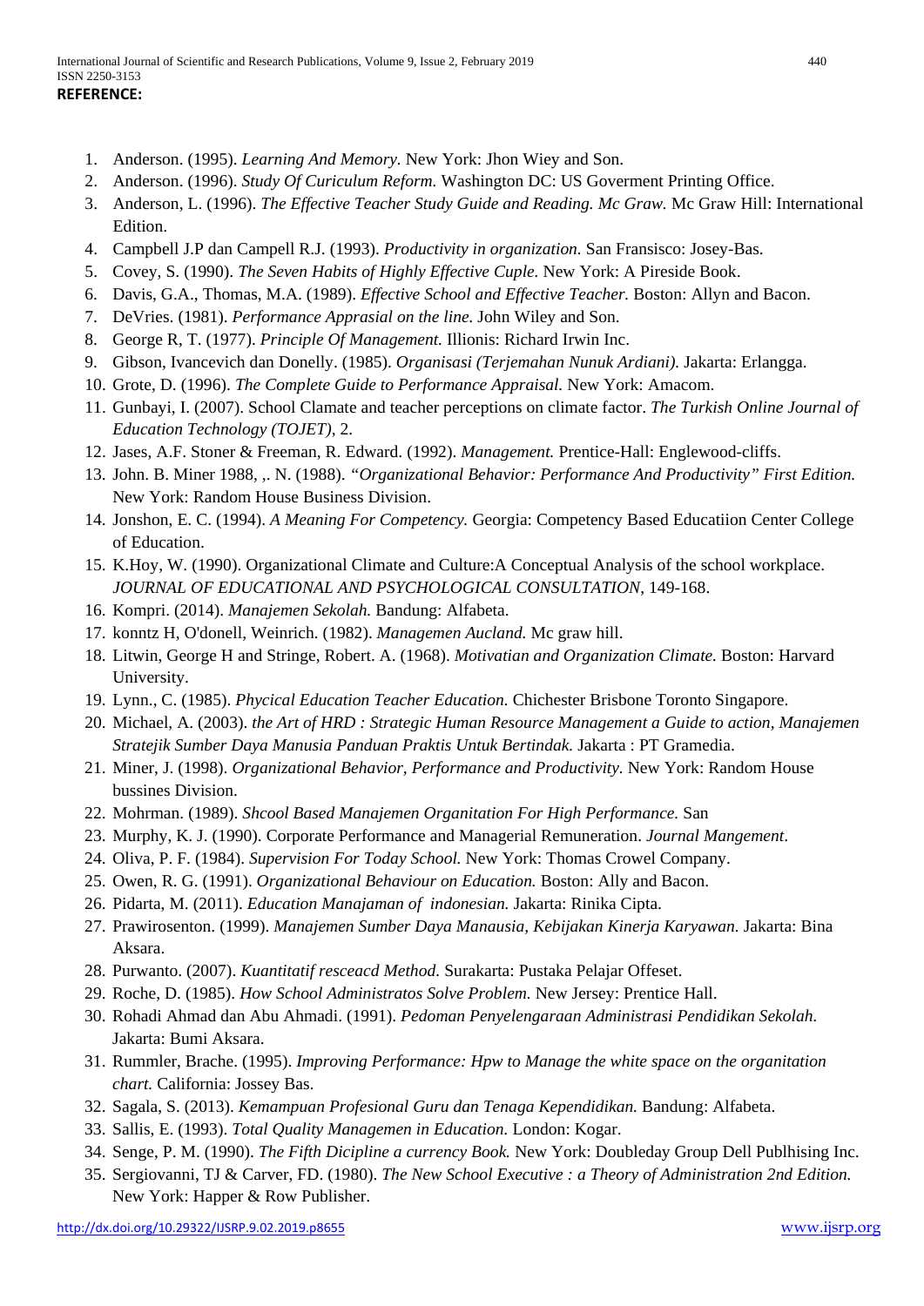**REFERENCE:**

1. Anderson. (1995). *Learning And Memory.* New York: Jhon Wiey and Son.
2. Anderson. (1996). *Study Of Curiculum Reform.* Washington DC: US Goverment Printing Office.
3. Anderson, L. (1996). *The Effective Teacher Study Guide and Reading. Mc Graw.* Mc Graw Hill: International Edition.
4. Campbell J.P dan Campell R.J. (1993). *Productivity in organization.* San Fransisco: Josey-Bas.
5. Covey, S. (1990). *The Seven Habits of Highly Effective Cuple.* New York: A Pireside Book.
6. Davis, G.A., Thomas, M.A. (1989). *Effective School and Effective Teacher.* Boston: Allyn and Bacon.
7. DeVries. (1981). *Performance Apprasial on the line.* John Wiley and Son.
8. George R, T. (1977). *Principle Of Management.* Illionis: Richard Irwin Inc.
9. Gibson, Ivancevich dan Donelly. (1985). *Organisasi (Terjemahan Nunuk Ardiani).* Jakarta: Erlangga.
10. Grote, D. (1996). *The Complete Guide to Performance Appraisal.* New York: Amacom.
11. Gunbayi, I. (2007). School Clamate and teacher perceptions on climate factor. *The Turkish Online Journal of Education Technology (TOJET)*, 2.
12. Jases, A.F. Stoner & Freeman, R. Edward. (1992). *Management.* Prentice-Hall: Englewood-cliffs.
13. John. B. Miner 1988, ,. N. (1988). *"Organizational Behavior: Performance And Productivity" First Edition.* New York: Random House Business Division.
14. Jonshon, E. C. (1994). *A Meaning For Competency.* Georgia: Competency Based Educatiion Center College of Education.
15. K.Hoy, W. (1990). Organizational Climate and Culture:A Conceptual Analysis of the school workplace. *JOURNAL OF EDUCATIONAL AND PSYCHOLOGICAL CONSULTATION*, 149-168.
16. Kompri. (2014). *Manajemen Sekolah.* Bandung: Alfabeta.
17. konntz H, O'donell, Weinrich. (1982). *Managemen Aucland.* Mc graw hill.
18. Litwin, George H and Stringe, Robert. A. (1968). *Motivatian and Organization Climate.* Boston: Harvard University.
19. Lynn., C. (1985). *Phycical Education Teacher Education.* Chichester Brisbone Toronto Singapore.
20. Michael, A. (2003). *the Art of HRD : Strategic Human Resource Management a Guide to action, Manajemen Stratejik Sumber Daya Manusia Panduan Praktis Untuk Bertindak.* Jakarta : PT Gramedia.
21. Miner, J. (1998). *Organizational Behavior, Performance and Productivity.* New York: Random House bussines Division.
22. Mohrman. (1989). *Shcool Based Manajemen Organitation For High Performance.* San
23. Murphy, K. J. (1990). Corporate Performance and Managerial Remuneration. *Journal Mangement*.
24. Oliva, P. F. (1984). *Supervision For Today School.* New York: Thomas Crowel Company.
25. Owen, R. G. (1991). *Organizational Behaviour on Education.* Boston: Ally and Bacon.
26. Pidarta, M. (2011). *Education Manajaman of indonesian.* Jakarta: Rinika Cipta.
27. Prawirosenton. (1999). *Manajemen Sumber Daya Manausia, Kebijakan Kinerja Karyawan.* Jakarta: Bina Aksara.
28. Purwanto. (2007). *Kuantitatif resceacd Method.* Surakarta: Pustaka Pelajar Offeset.
29. Roche, D. (1985). *How School Administratos Solve Problem.* New Jersey: Prentice Hall.
30. Rohadi Ahmad dan Abu Ahmadi. (1991). *Pedoman Penyelengaraan Administrasi Pendidikan Sekolah.* Jakarta: Bumi Aksara.
31. Rummler, Brache. (1995). *Improving Performance: Hpw to Manage the white space on the organitation chart.* California: Jossey Bas.
32. Sagala, S. (2013). *Kemampuan Profesional Guru dan Tenaga Kependidikan.* Bandung: Alfabeta.
33. Sallis, E. (1993). *Total Quality Managemen in Education.* London: Kogar.
34. Senge, P. M. (1990). *The Fifth Dicipline a currency Book.* New York: Doubleday Group Dell Publhising Inc.
35. Sergiovanni, TJ & Carver, FD. (1980). *The New School Executive : a Theory of Administration 2nd Edition.* New York: Happer & Row Publisher.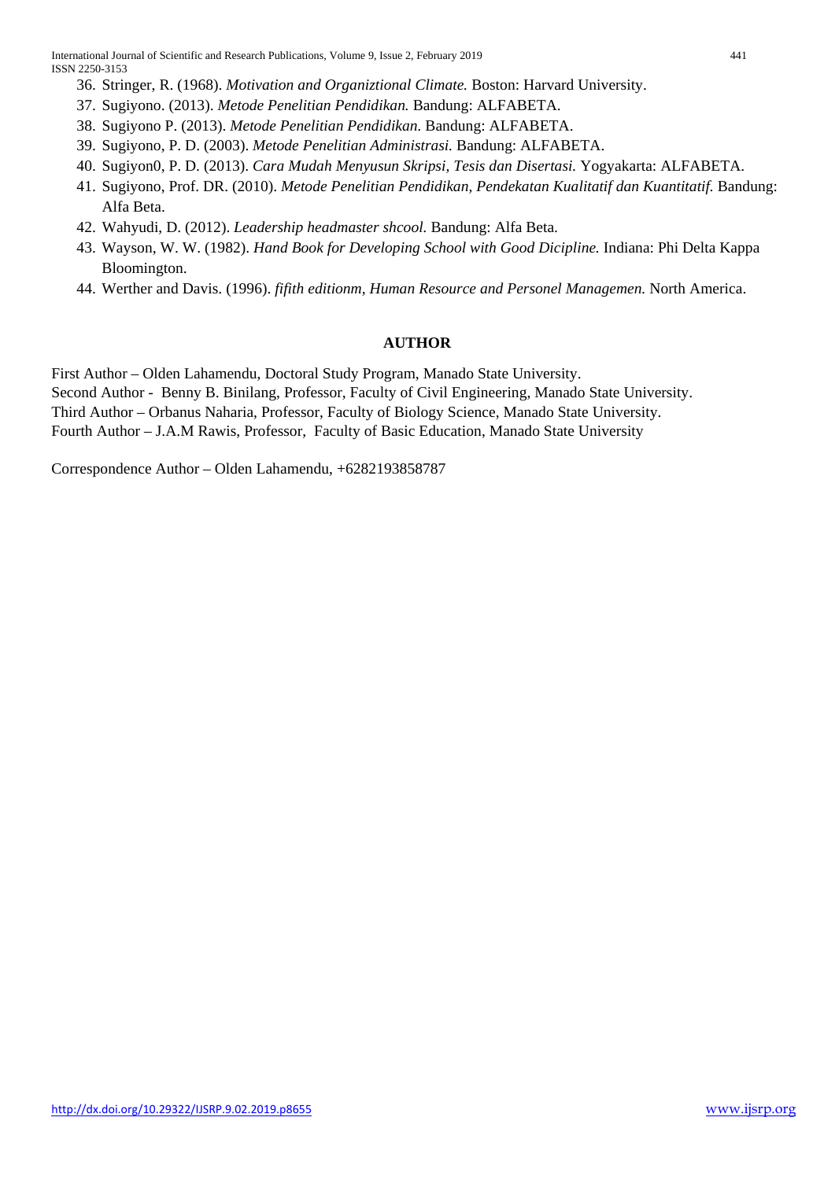36. Stringer, R. (1968). *Motivation and Organiztional Climate.* Boston: Harvard University.
37. Sugiyono. (2013). *Metode Penelitian Pendidikan.* Bandung: ALFABETA.
38. Sugiyono P. (2013). *Metode Penelitian Pendidikan.* Bandung: ALFABETA.
39. Sugiyono, P. D. (2003). *Metode Penelitian Administrasi.* Bandung: ALFABETA.
40. Sugiyon0, P. D. (2013). *Cara Mudah Menyusun Skripsi, Tesis dan Disertasi.* Yogyakarta: ALFABETA.
41. Sugiyono, Prof. DR. (2010). *Metode Penelitian Pendidikan, Pendekatan Kualitatif dan Kuantitatif.* Bandung: Alfa Beta.
42. Wahyudi, D. (2012). *Leadership headmaster shcool.* Bandung: Alfa Beta.
43. Wayson, W. W. (1982). *Hand Book for Developing School with Good Dicipline.* Indiana: Phi Delta Kappa Bloomington.
44. Werther and Davis. (1996). *fifith editionm, Human Resource and Personel Managemen.* North America.

**AUTHOR**

First Author – Olden Lahamendu, Doctoral Study Program, Manado State University.
Second Author - Benny B. Binilang, Professor, Faculty of Civil Engineering, Manado State University.
Third Author – Orbanus Naharia, Professor, Faculty of Biology Science, Manado State University.
Fourth Author – J.A.M Rawis, Professor, Faculty of Basic Education, Manado State University

Correspondence Author – Olden Lahamendu, +6282193858787